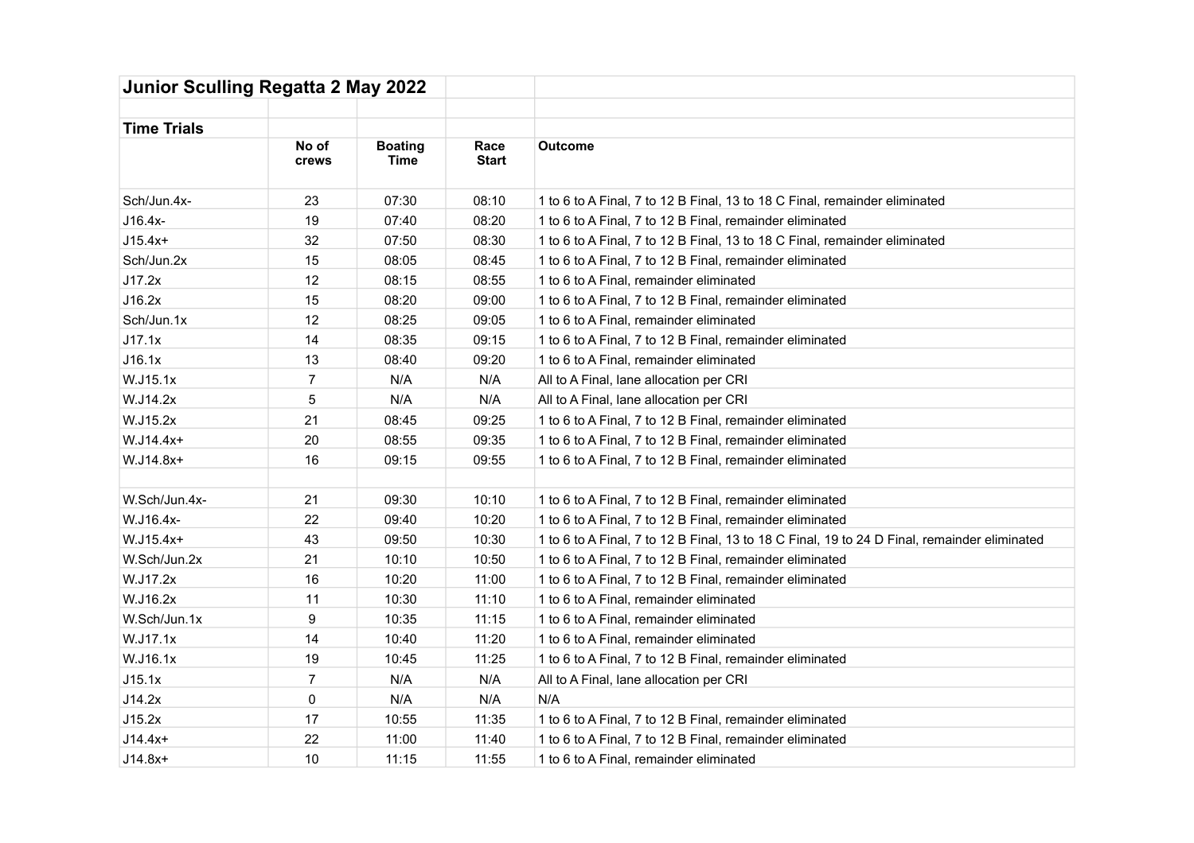# Junior Sculling Regatta 2 May 2022

## Time Trials

| | No of crews | Boating Time | Race Start | Outcome |
|---|---|---|---|---|
| Sch/Jun.4x- | 23 | 07:30 | 08:10 | 1 to 6 to A Final, 7 to 12 B Final, 13 to 18 C Final, remainder eliminated |
| J16.4x- | 19 | 07:40 | 08:20 | 1 to 6 to A Final, 7 to 12 B Final, remainder eliminated |
| J15.4x+ | 32 | 07:50 | 08:30 | 1 to 6 to A Final, 7 to 12 B Final, 13 to 18 C Final, remainder eliminated |
| Sch/Jun.2x | 15 | 08:05 | 08:45 | 1 to 6 to A Final, 7 to 12 B Final, remainder eliminated |
| J17.2x | 12 | 08:15 | 08:55 | 1 to 6 to A Final, remainder eliminated |
| J16.2x | 15 | 08:20 | 09:00 | 1 to 6 to A Final, 7 to 12 B Final, remainder eliminated |
| Sch/Jun.1x | 12 | 08:25 | 09:05 | 1 to 6 to A Final, remainder eliminated |
| J17.1x | 14 | 08:35 | 09:15 | 1 to 6 to A Final, 7 to 12 B Final, remainder eliminated |
| J16.1x | 13 | 08:40 | 09:20 | 1 to 6 to A Final, remainder eliminated |
| W.J15.1x | 7 | N/A | N/A | All to A Final, lane allocation per CRI |
| W.J14.2x | 5 | N/A | N/A | All to A Final, lane allocation per CRI |
| W.J15.2x | 21 | 08:45 | 09:25 | 1 to 6 to A Final, 7 to 12 B Final, remainder eliminated |
| W.J14.4x+ | 20 | 08:55 | 09:35 | 1 to 6 to A Final, 7 to 12 B Final, remainder eliminated |
| W.J14.8x+ | 16 | 09:15 | 09:55 | 1 to 6 to A Final, 7 to 12 B Final, remainder eliminated |
| | | | | |
| W.Sch/Jun.4x- | 21 | 09:30 | 10:10 | 1 to 6 to A Final, 7 to 12 B Final, remainder eliminated |
| W.J16.4x- | 22 | 09:40 | 10:20 | 1 to 6 to A Final, 7 to 12 B Final, remainder eliminated |
| W.J15.4x+ | 43 | 09:50 | 10:30 | 1 to 6 to A Final, 7 to 12 B Final, 13 to 18 C Final, 19 to 24 D Final, remainder eliminated |
| W.Sch/Jun.2x | 21 | 10:10 | 10:50 | 1 to 6 to A Final, 7 to 12 B Final, remainder eliminated |
| W.J17.2x | 16 | 10:20 | 11:00 | 1 to 6 to A Final, 7 to 12 B Final, remainder eliminated |
| W.J16.2x | 11 | 10:30 | 11:10 | 1 to 6 to A Final, remainder eliminated |
| W.Sch/Jun.1x | 9 | 10:35 | 11:15 | 1 to 6 to A Final, remainder eliminated |
| W.J17.1x | 14 | 10:40 | 11:20 | 1 to 6 to A Final, remainder eliminated |
| W.J16.1x | 19 | 10:45 | 11:25 | 1 to 6 to A Final, 7 to 12 B Final, remainder eliminated |
| J15.1x | 7 | N/A | N/A | All to A Final, lane allocation per CRI |
| J14.2x | 0 | N/A | N/A | N/A |
| J15.2x | 17 | 10:55 | 11:35 | 1 to 6 to A Final, 7 to 12 B Final, remainder eliminated |
| J14.4x+ | 22 | 11:00 | 11:40 | 1 to 6 to A Final, 7 to 12 B Final, remainder eliminated |
| J14.8x+ | 10 | 11:15 | 11:55 | 1 to 6 to A Final, remainder eliminated |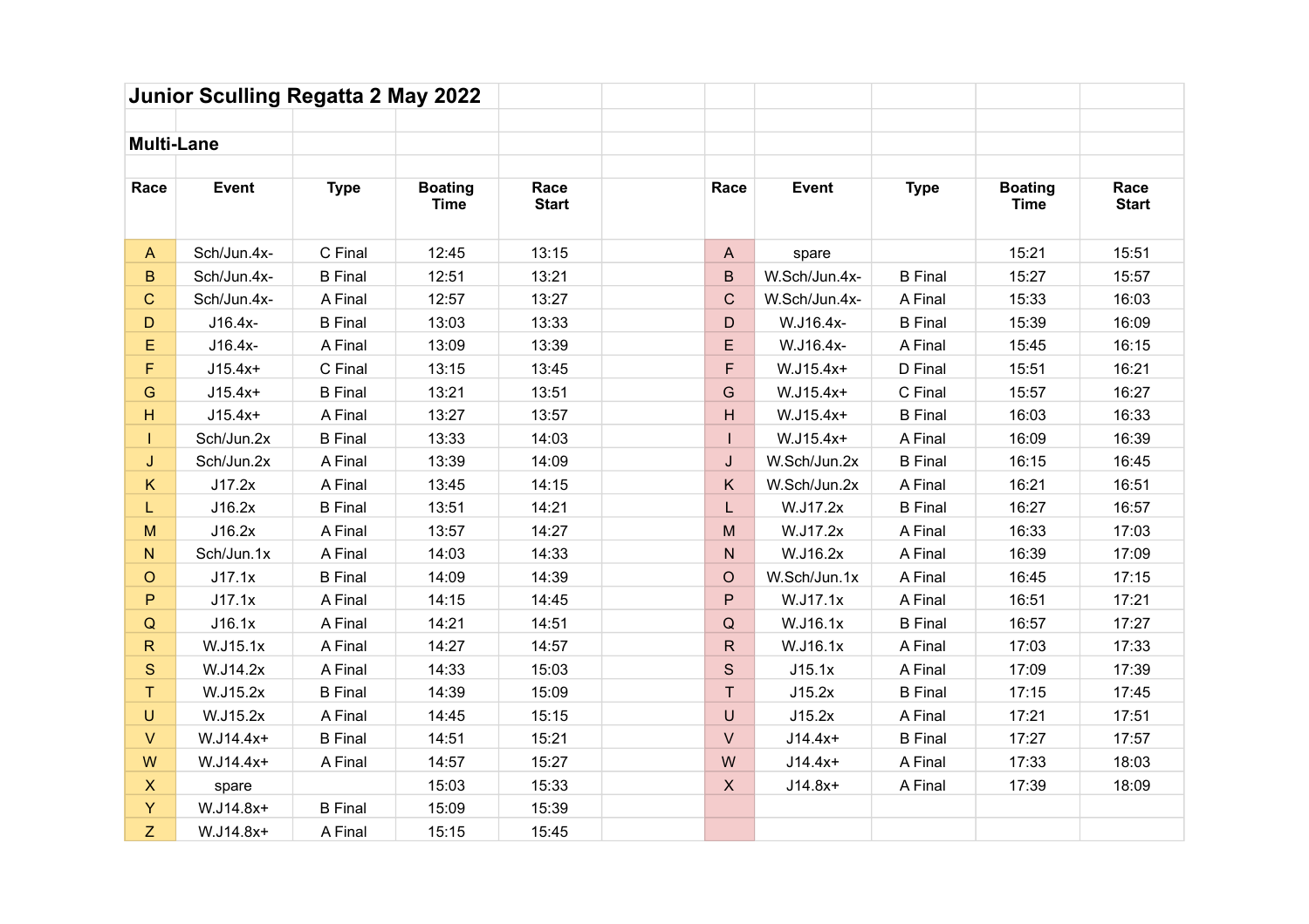# Junior Sculling Regatta 2 May 2022

## Multi-Lane

| Race | Event | Type | Boating Time | Race Start |
|---|---|---|---|---|
| A | Sch/Jun.4x- | C Final | 12:45 | 13:15 |
| B | Sch/Jun.4x- | B Final | 12:51 | 13:21 |
| C | Sch/Jun.4x- | A Final | 12:57 | 13:27 |
| D | J16.4x- | B Final | 13:03 | 13:33 |
| E | J16.4x- | A Final | 13:09 | 13:39 |
| F | J15.4x+ | C Final | 13:15 | 13:45 |
| G | J15.4x+ | B Final | 13:21 | 13:51 |
| H | J15.4x+ | A Final | 13:27 | 13:57 |
| I | Sch/Jun.2x | B Final | 13:33 | 14:03 |
| J | Sch/Jun.2x | A Final | 13:39 | 14:09 |
| K | J17.2x | A Final | 13:45 | 14:15 |
| L | J16.2x | B Final | 13:51 | 14:21 |
| M | J16.2x | A Final | 13:57 | 14:27 |
| N | Sch/Jun.1x | A Final | 14:03 | 14:33 |
| O | J17.1x | B Final | 14:09 | 14:39 |
| P | J17.1x | A Final | 14:15 | 14:45 |
| Q | J16.1x | A Final | 14:21 | 14:51 |
| R | W.J15.1x | A Final | 14:27 | 14:57 |
| S | W.J14.2x | A Final | 14:33 | 15:03 |
| T | W.J15.2x | B Final | 14:39 | 15:09 |
| U | W.J15.2x | A Final | 14:45 | 15:15 |
| V | W.J14.4x+ | B Final | 14:51 | 15:21 |
| W | W.J14.4x+ | A Final | 14:57 | 15:27 |
| X | spare | | 15:03 | 15:33 |
| Y | W.J14.8x+ | B Final | 15:09 | 15:39 |
| Z | W.J14.8x+ | A Final | 15:15 | 15:45 |

| Race | Event | Type | Boating Time | Race Start |
|---|---|---|---|---|
| A | spare | | 15:21 | 15:51 |
| B | W.Sch/Jun.4x- | B Final | 15:27 | 15:57 |
| C | W.Sch/Jun.4x- | A Final | 15:33 | 16:03 |
| D | W.J16.4x- | B Final | 15:39 | 16:09 |
| E | W.J16.4x- | A Final | 15:45 | 16:15 |
| F | W.J15.4x+ | D Final | 15:51 | 16:21 |
| G | W.J15.4x+ | C Final | 15:57 | 16:27 |
| H | W.J15.4x+ | B Final | 16:03 | 16:33 |
| I | W.J15.4x+ | A Final | 16:09 | 16:39 |
| J | W.Sch/Jun.2x | B Final | 16:15 | 16:45 |
| K | W.Sch/Jun.2x | A Final | 16:21 | 16:51 |
| L | W.J17.2x | B Final | 16:27 | 16:57 |
| M | W.J17.2x | A Final | 16:33 | 17:03 |
| N | W.J16.2x | A Final | 16:39 | 17:09 |
| O | W.Sch/Jun.1x | A Final | 16:45 | 17:15 |
| P | W.J17.1x | A Final | 16:51 | 17:21 |
| Q | W.J16.1x | B Final | 16:57 | 17:27 |
| R | W.J16.1x | A Final | 17:03 | 17:33 |
| S | J15.1x | A Final | 17:09 | 17:39 |
| T | J15.2x | B Final | 17:15 | 17:45 |
| U | J15.2x | A Final | 17:21 | 17:51 |
| V | J14.4x+ | B Final | 17:27 | 17:57 |
| W | J14.4x+ | A Final | 17:33 | 18:03 |
| X | J14.8x+ | A Final | 17:39 | 18:09 |